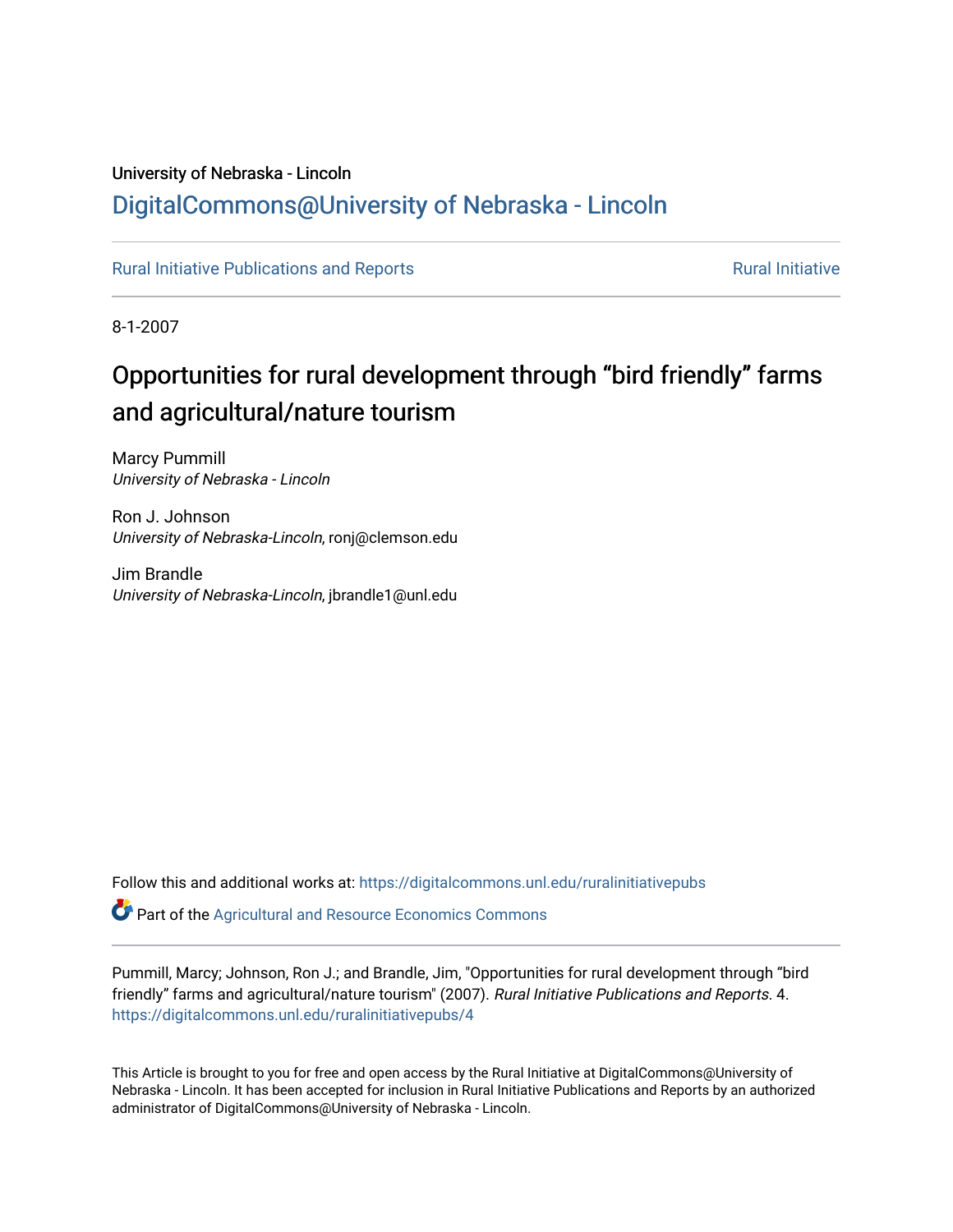University of Nebraska - Lincoln

DigitalCommons@University of Nebraska - Lincoln

Rural Initiative Publications and Reports

Rural Initiative

8-1-2007

# Opportunities for rural development through “bird friendly” farms and agricultural/nature tourism

Marcy Pummill
*University of Nebraska - Lincoln*

Ron J. Johnson
*University of Nebraska-Lincoln*, ronj@clemson.edu

Jim Brandle
*University of Nebraska-Lincoln*, jbrandle1@unl.edu

Follow this and additional works at: https://digitalcommons.unl.edu/ruralinitiativepubs

Part of the Agricultural and Resource Economics Commons

Pummill, Marcy; Johnson, Ron J.; and Brandle, Jim, "Opportunities for rural development through “bird friendly” farms and agricultural/nature tourism" (2007). *Rural Initiative Publications and Reports*. 4. https://digitalcommons.unl.edu/ruralinitiativepubs/4

This Article is brought to you for free and open access by the Rural Initiative at DigitalCommons@University of Nebraska - Lincoln. It has been accepted for inclusion in Rural Initiative Publications and Reports by an authorized administrator of DigitalCommons@University of Nebraska - Lincoln.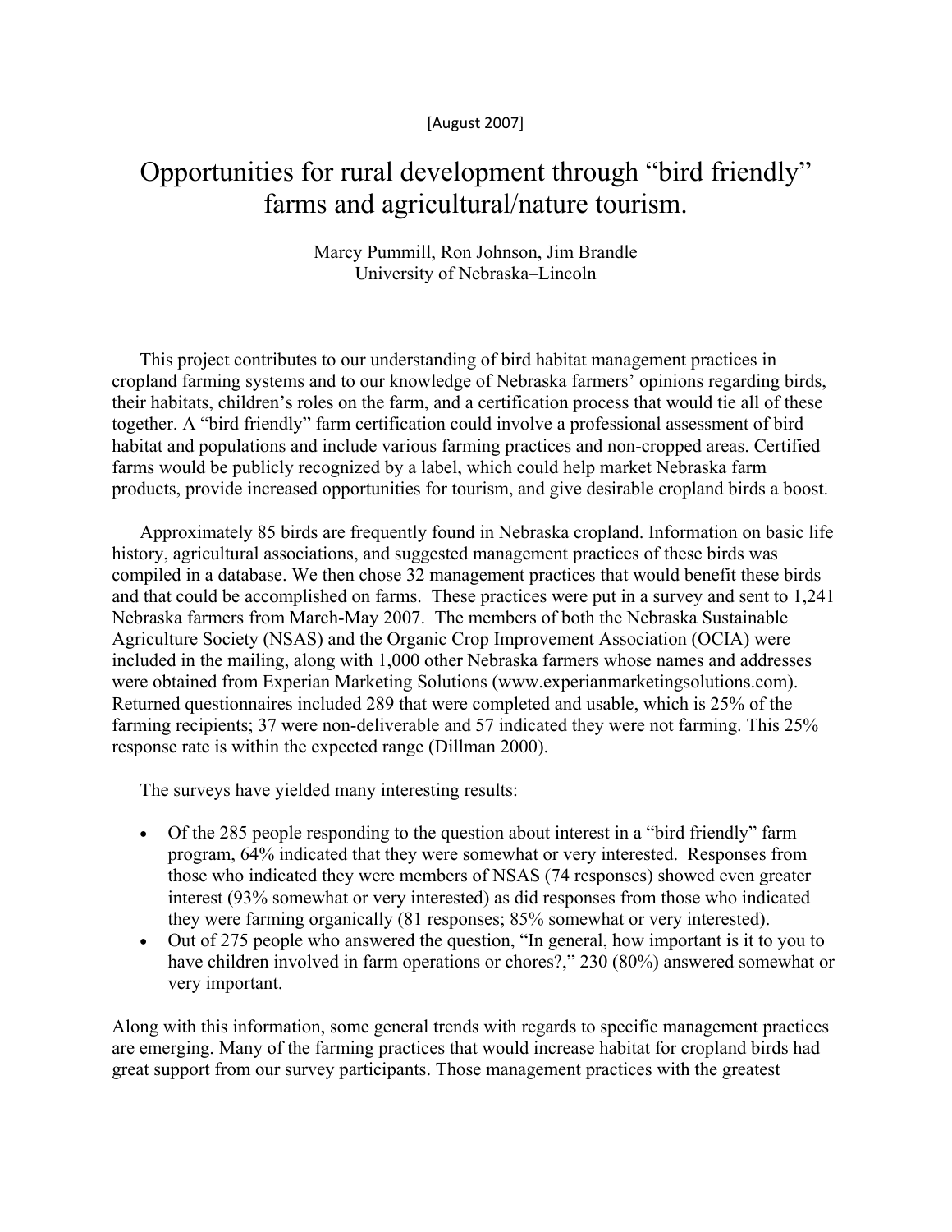[August 2007]

# Opportunities for rural development through "bird friendly" farms and agricultural/nature tourism.

Marcy Pummill, Ron Johnson, Jim Brandle
University of Nebraska–Lincoln

This project contributes to our understanding of bird habitat management practices in cropland farming systems and to our knowledge of Nebraska farmers' opinions regarding birds, their habitats, children's roles on the farm, and a certification process that would tie all of these together. A "bird friendly" farm certification could involve a professional assessment of bird habitat and populations and include various farming practices and non-cropped areas. Certified farms would be publicly recognized by a label, which could help market Nebraska farm products, provide increased opportunities for tourism, and give desirable cropland birds a boost.

Approximately 85 birds are frequently found in Nebraska cropland. Information on basic life history, agricultural associations, and suggested management practices of these birds was compiled in a database. We then chose 32 management practices that would benefit these birds and that could be accomplished on farms. These practices were put in a survey and sent to 1,241 Nebraska farmers from March-May 2007. The members of both the Nebraska Sustainable Agriculture Society (NSAS) and the Organic Crop Improvement Association (OCIA) were included in the mailing, along with 1,000 other Nebraska farmers whose names and addresses were obtained from Experian Marketing Solutions (www.experianmarketingsolutions.com). Returned questionnaires included 289 that were completed and usable, which is 25% of the farming recipients; 37 were non-deliverable and 57 indicated they were not farming. This 25% response rate is within the expected range (Dillman 2000).

The surveys have yielded many interesting results:

- Of the 285 people responding to the question about interest in a "bird friendly" farm program, 64% indicated that they were somewhat or very interested. Responses from those who indicated they were members of NSAS (74 responses) showed even greater interest (93% somewhat or very interested) as did responses from those who indicated they were farming organically (81 responses; 85% somewhat or very interested).
- Out of 275 people who answered the question, "In general, how important is it to you to have children involved in farm operations or chores?," 230 (80%) answered somewhat or very important.

Along with this information, some general trends with regards to specific management practices are emerging. Many of the farming practices that would increase habitat for cropland birds had great support from our survey participants. Those management practices with the greatest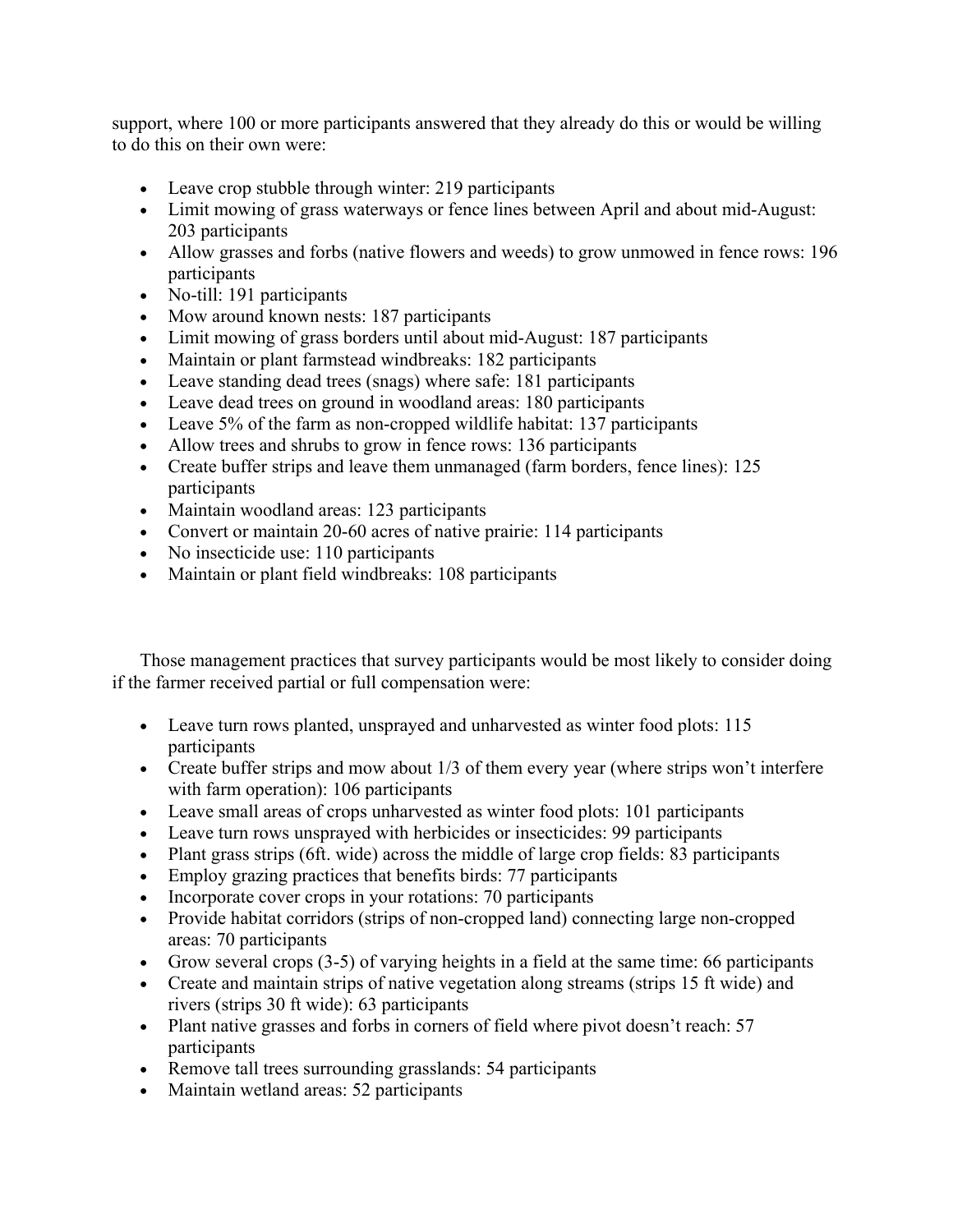support, where 100 or more participants answered that they already do this or would be willing to do this on their own were:

- Leave crop stubble through winter: 219 participants
- Limit mowing of grass waterways or fence lines between April and about mid-August: 203 participants
- Allow grasses and forbs (native flowers and weeds) to grow unmowed in fence rows: 196 participants
- No-till: 191 participants
- Mow around known nests: 187 participants
- Limit mowing of grass borders until about mid-August: 187 participants
- Maintain or plant farmstead windbreaks: 182 participants
- Leave standing dead trees (snags) where safe: 181 participants
- Leave dead trees on ground in woodland areas: 180 participants
- Leave 5% of the farm as non-cropped wildlife habitat: 137 participants
- Allow trees and shrubs to grow in fence rows: 136 participants
- Create buffer strips and leave them unmanaged (farm borders, fence lines): 125 participants
- Maintain woodland areas: 123 participants
- Convert or maintain 20-60 acres of native prairie: 114 participants
- No insecticide use: 110 participants
- Maintain or plant field windbreaks: 108 participants

Those management practices that survey participants would be most likely to consider doing if the farmer received partial or full compensation were:

- Leave turn rows planted, unsprayed and unharvested as winter food plots: 115 participants
- Create buffer strips and mow about 1/3 of them every year (where strips won't interfere with farm operation): 106 participants
- Leave small areas of crops unharvested as winter food plots: 101 participants
- Leave turn rows unsprayed with herbicides or insecticides: 99 participants
- Plant grass strips (6ft. wide) across the middle of large crop fields: 83 participants
- Employ grazing practices that benefits birds: 77 participants
- Incorporate cover crops in your rotations: 70 participants
- Provide habitat corridors (strips of non-cropped land) connecting large non-cropped areas: 70 participants
- Grow several crops (3-5) of varying heights in a field at the same time: 66 participants
- Create and maintain strips of native vegetation along streams (strips 15 ft wide) and rivers (strips 30 ft wide): 63 participants
- Plant native grasses and forbs in corners of field where pivot doesn't reach: 57 participants
- Remove tall trees surrounding grasslands: 54 participants
- Maintain wetland areas: 52 participants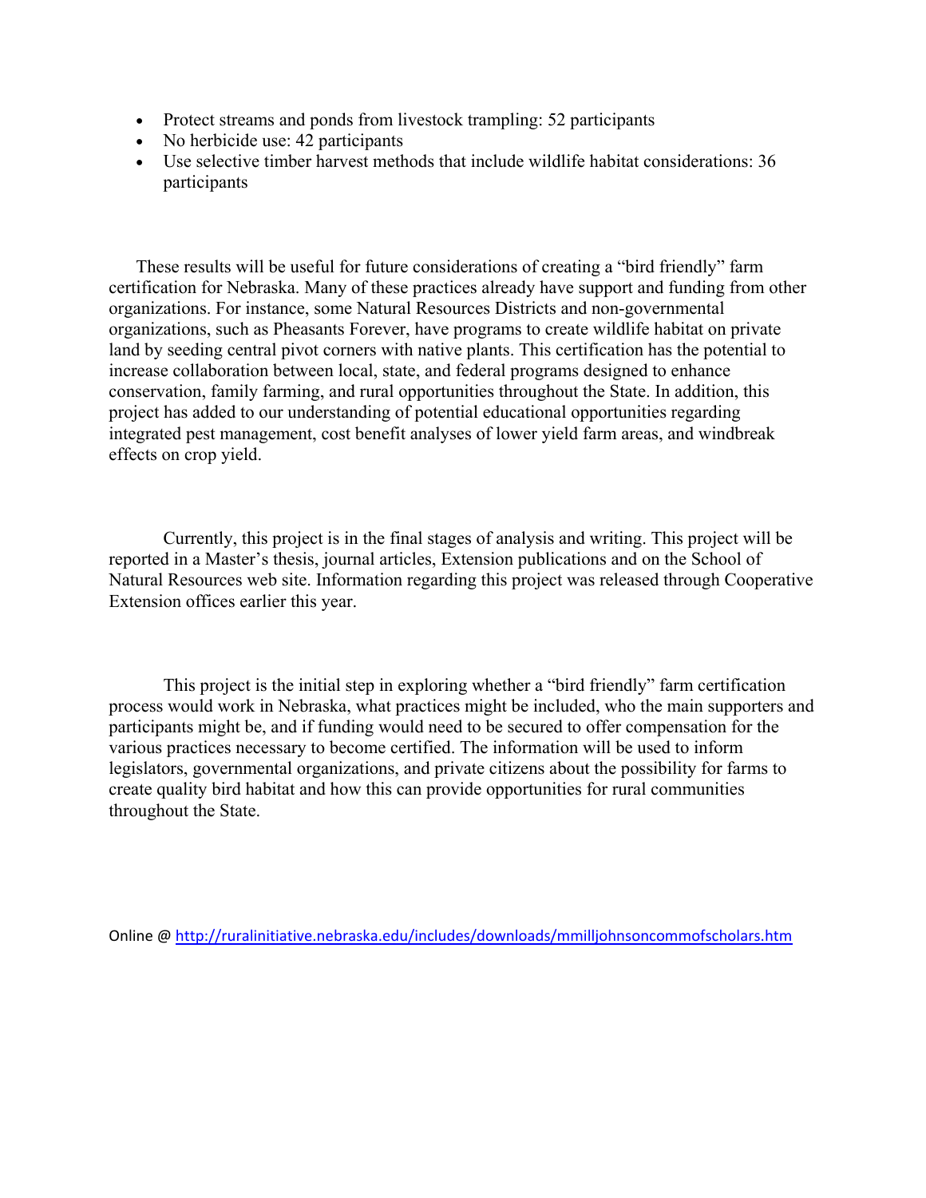- Protect streams and ponds from livestock trampling: 52 participants
- No herbicide use: 42 participants
- Use selective timber harvest methods that include wildlife habitat considerations: 36 participants

These results will be useful for future considerations of creating a "bird friendly" farm certification for Nebraska. Many of these practices already have support and funding from other organizations. For instance, some Natural Resources Districts and non-governmental organizations, such as Pheasants Forever, have programs to create wildlife habitat on private land by seeding central pivot corners with native plants. This certification has the potential to increase collaboration between local, state, and federal programs designed to enhance conservation, family farming, and rural opportunities throughout the State. In addition, this project has added to our understanding of potential educational opportunities regarding integrated pest management, cost benefit analyses of lower yield farm areas, and windbreak effects on crop yield.

Currently, this project is in the final stages of analysis and writing. This project will be reported in a Master's thesis, journal articles, Extension publications and on the School of Natural Resources web site. Information regarding this project was released through Cooperative Extension offices earlier this year.

This project is the initial step in exploring whether a "bird friendly" farm certification process would work in Nebraska, what practices might be included, who the main supporters and participants might be, and if funding would need to be secured to offer compensation for the various practices necessary to become certified. The information will be used to inform legislators, governmental organizations, and private citizens about the possibility for farms to create quality bird habitat and how this can provide opportunities for rural communities throughout the State.

Online @ http://ruralinitiative.nebraska.edu/includes/downloads/mmilljohnsoncommofscholars.htm